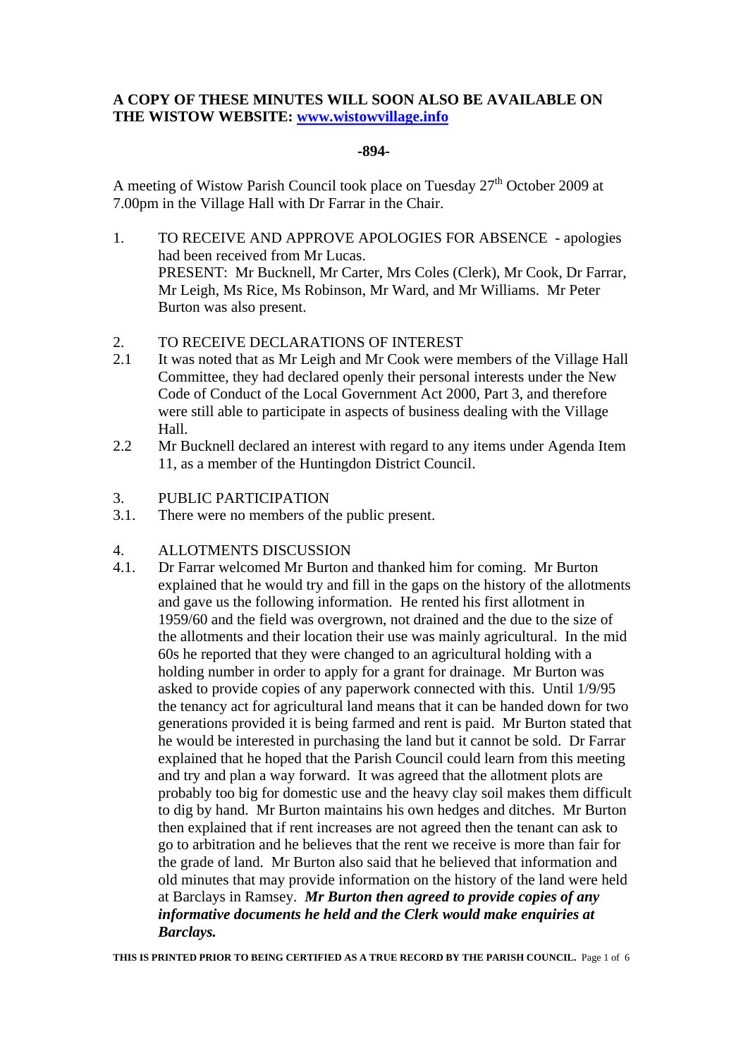**A COPY OF THESE MINUTES WILL SOON ALSO BE AVAILABLE ON THE WISTOW WEBSITE: [www.wistowvillage.info](http://www.wistowvillage.info)**

**-894-**

A meeting of Wistow Parish Council took place on Tuesday 27th October 2009 at 7.00pm in the Village Hall with Dr Farrar in the Chair.

1. TO RECEIVE AND APPROVE APOLOGIES FOR ABSENCE - apologies had been received from Mr Lucas.
   PRESENT: Mr Bucknell, Mr Carter, Mrs Coles (Clerk), Mr Cook, Dr Farrar, Mr Leigh, Ms Rice, Ms Robinson, Mr Ward, and Mr Williams. Mr Peter Burton was also present.

2. TO RECEIVE DECLARATIONS OF INTEREST

2.1 It was noted that as Mr Leigh and Mr Cook were members of the Village Hall Committee, they had declared openly their personal interests under the New Code of Conduct of the Local Government Act 2000, Part 3, and therefore were still able to participate in aspects of business dealing with the Village Hall.

2.2 Mr Bucknell declared an interest with regard to any items under Agenda Item 11, as a member of the Huntingdon District Council.

3. PUBLIC PARTICIPATION

3.1. There were no members of the public present.

4. ALLOTMENTS DISCUSSION

4.1. Dr Farrar welcomed Mr Burton and thanked him for coming. Mr Burton explained that he would try and fill in the gaps on the history of the allotments and gave us the following information. He rented his first allotment in 1959/60 and the field was overgrown, not drained and the due to the size of the allotments and their location their use was mainly agricultural. In the mid 60s he reported that they were changed to an agricultural holding with a holding number in order to apply for a grant for drainage. Mr Burton was asked to provide copies of any paperwork connected with this. Until 1/9/95 the tenancy act for agricultural land means that it can be handed down for two generations provided it is being farmed and rent is paid. Mr Burton stated that he would be interested in purchasing the land but it cannot be sold. Dr Farrar explained that he hoped that the Parish Council could learn from this meeting and try and plan a way forward. It was agreed that the allotment plots are probably too big for domestic use and the heavy clay soil makes them difficult to dig by hand. Mr Burton maintains his own hedges and ditches. Mr Burton then explained that if rent increases are not agreed then the tenant can ask to go to arbitration and he believes that the rent we receive is more than fair for the grade of land. Mr Burton also said that he believed that information and old minutes that may provide information on the history of the land were held at Barclays in Ramsey. ***Mr Burton then agreed to provide copies of any informative documents he held and the Clerk would make enquiries at Barclays.***

**THIS IS PRINTED PRIOR TO BEING CERTIFIED AS A TRUE RECORD BY THE PARISH COUNCIL.**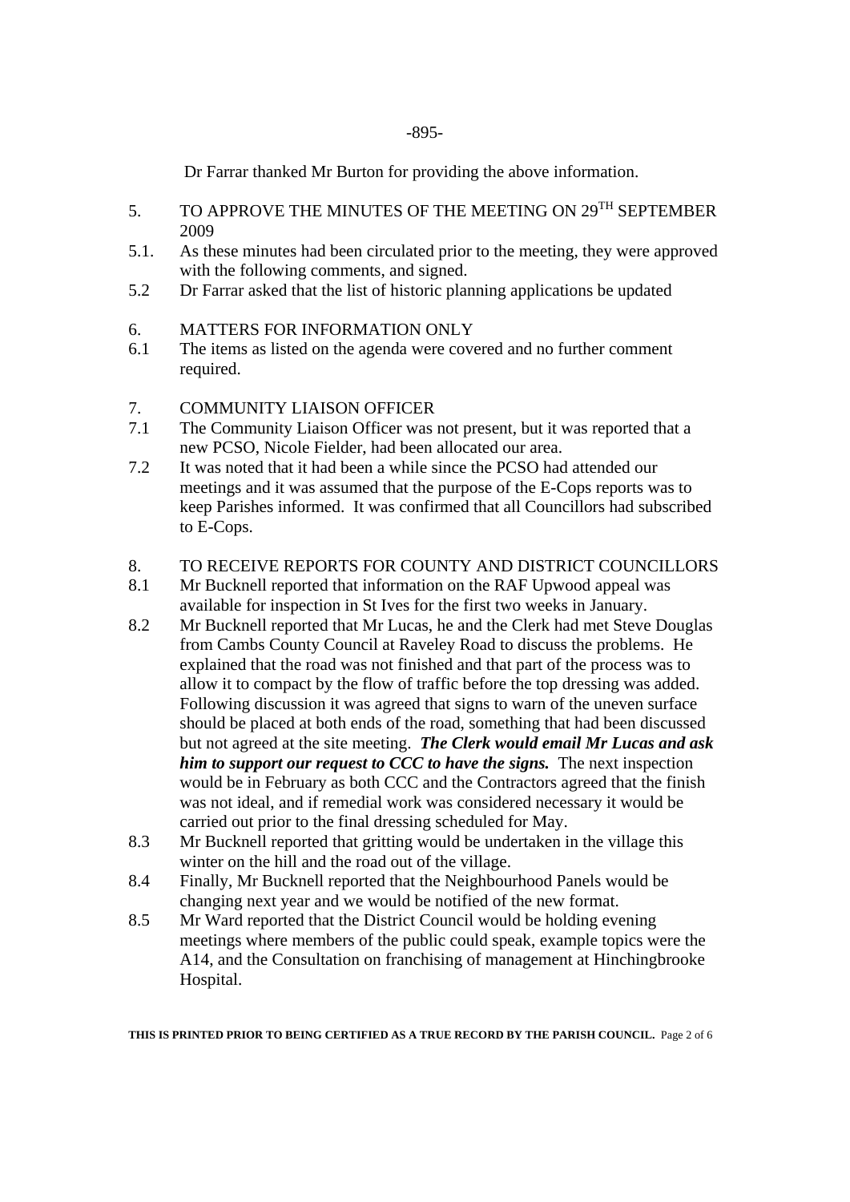-895-

Dr Farrar thanked Mr Burton for providing the above information.

5. TO APPROVE THE MINUTES OF THE MEETING ON 29TH SEPTEMBER 2009

5.1. As these minutes had been circulated prior to the meeting, they were approved with the following comments, and signed.

5.2 Dr Farrar asked that the list of historic planning applications be updated

6. MATTERS FOR INFORMATION ONLY

6.1 The items as listed on the agenda were covered and no further comment required.

7. COMMUNITY LIAISON OFFICER

7.1 The Community Liaison Officer was not present, but it was reported that a new PCSO, Nicole Fielder, had been allocated our area.

7.2 It was noted that it had been a while since the PCSO had attended our meetings and it was assumed that the purpose of the E-Cops reports was to keep Parishes informed. It was confirmed that all Councillors had subscribed to E-Cops.

8. TO RECEIVE REPORTS FOR COUNTY AND DISTRICT COUNCILLORS

8.1 Mr Bucknell reported that information on the RAF Upwood appeal was available for inspection in St Ives for the first two weeks in January.

8.2 Mr Bucknell reported that Mr Lucas, he and the Clerk had met Steve Douglas from Cambs County Council at Raveley Road to discuss the problems. He explained that the road was not finished and that part of the process was to allow it to compact by the flow of traffic before the top dressing was added. Following discussion it was agreed that signs to warn of the uneven surface should be placed at both ends of the road, something that had been discussed but not agreed at the site meeting. ***The Clerk would email Mr Lucas and ask him to support our request to CCC to have the signs.*** The next inspection would be in February as both CCC and the Contractors agreed that the finish was not ideal, and if remedial work was considered necessary it would be carried out prior to the final dressing scheduled for May.

8.3 Mr Bucknell reported that gritting would be undertaken in the village this winter on the hill and the road out of the village.

8.4 Finally, Mr Bucknell reported that the Neighbourhood Panels would be changing next year and we would be notified of the new format.

8.5 Mr Ward reported that the District Council would be holding evening meetings where members of the public could speak, example topics were the A14, and the Consultation on franchising of management at Hinchingbrooke Hospital.

**THIS IS PRINTED PRIOR TO BEING CERTIFIED AS A TRUE RECORD BY THE PARISH COUNCIL.**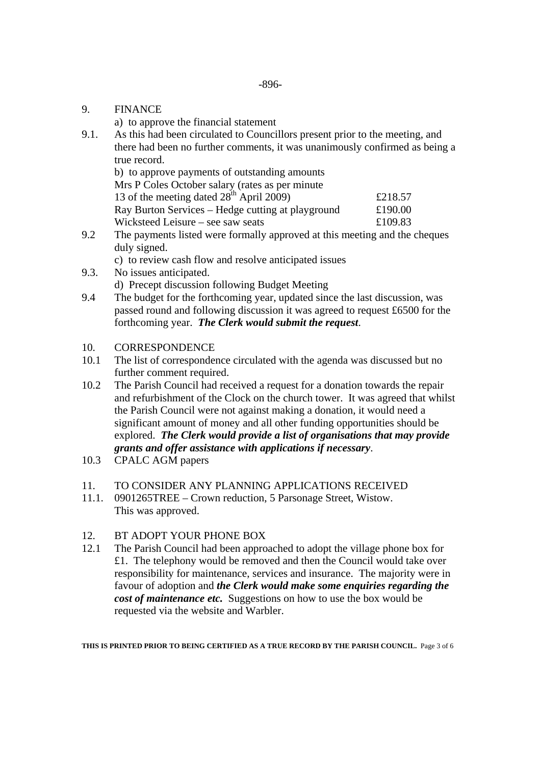9. FINANCE

a) to approve the financial statement

9.1. As this had been circulated to Councillors present prior to the meeting, and there had been no further comments, it was unanimously confirmed as being a true record.

b) to approve payments of outstanding amounts

| | |
|---|---|
| Mrs P Coles October salary (rates as per minute 13 of the meeting dated 28th April 2009) | £218.57 |
| Ray Burton Services – Hedge cutting at playground | £190.00 |
| Wicksteed Leisure – see saw seats | £109.83 |

9.2 The payments listed were formally approved at this meeting and the cheques duly signed.

c) to review cash flow and resolve anticipated issues

9.3. No issues anticipated.

d) Precept discussion following Budget Meeting

9.4 The budget for the forthcoming year, updated since the last discussion, was passed round and following discussion it was agreed to request £6500 for the forthcoming year. ***The Clerk would submit the request***.

10. CORRESPONDENCE

10.1 The list of correspondence circulated with the agenda was discussed but no further comment required.

10.2 The Parish Council had received a request for a donation towards the repair and refurbishment of the Clock on the church tower. It was agreed that whilst the Parish Council were not against making a donation, it would need a significant amount of money and all other funding opportunities should be explored. ***The Clerk would provide a list of organisations that may provide grants and offer assistance with applications if necessary***.

10.3 CPALC AGM papers

11. TO CONSIDER ANY PLANNING APPLICATIONS RECEIVED

11.1. 0901265TREE – Crown reduction, 5 Parsonage Street, Wistow. This was approved.

12. BT ADOPT YOUR PHONE BOX

12.1 The Parish Council had been approached to adopt the village phone box for £1. The telephony would be removed and then the Council would take over responsibility for maintenance, services and insurance. The majority were in favour of adoption and ***the Clerk would make some enquiries regarding the cost of maintenance etc.*** Suggestions on how to use the box would be requested via the website and Warbler.

**THIS IS PRINTED PRIOR TO BEING CERTIFIED AS A TRUE RECORD BY THE PARISH COUNCIL.**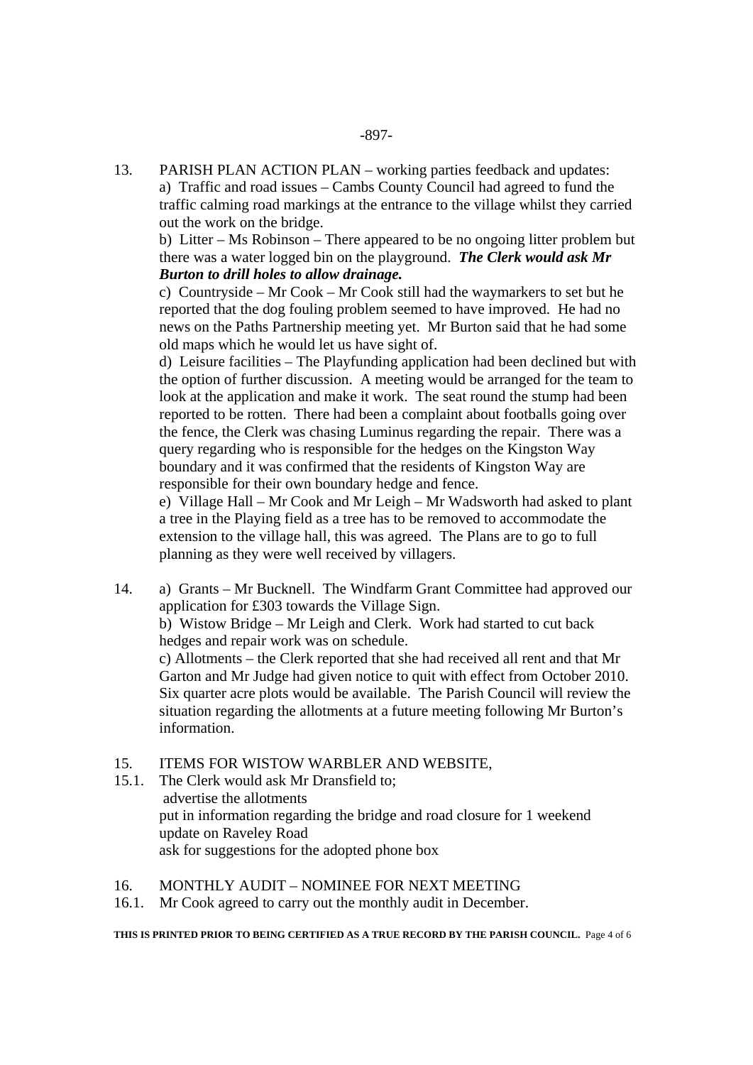13. PARISH PLAN ACTION PLAN – working parties feedback and updates:

a) Traffic and road issues – Cambs County Council had agreed to fund the traffic calming road markings at the entrance to the village whilst they carried out the work on the bridge.

b) Litter – Ms Robinson – There appeared to be no ongoing litter problem but there was a water logged bin on the playground. ***The Clerk would ask Mr Burton to drill holes to allow drainage.***

c) Countryside – Mr Cook – Mr Cook still had the waymarkers to set but he reported that the dog fouling problem seemed to have improved. He had no news on the Paths Partnership meeting yet. Mr Burton said that he had some old maps which he would let us have sight of.

d) Leisure facilities – The Playfunding application had been declined but with the option of further discussion. A meeting would be arranged for the team to look at the application and make it work. The seat round the stump had been reported to be rotten. There had been a complaint about footballs going over the fence, the Clerk was chasing Luminus regarding the repair. There was a query regarding who is responsible for the hedges on the Kingston Way boundary and it was confirmed that the residents of Kingston Way are responsible for their own boundary hedge and fence.

e) Village Hall – Mr Cook and Mr Leigh – Mr Wadsworth had asked to plant a tree in the Playing field as a tree has to be removed to accommodate the extension to the village hall, this was agreed. The Plans are to go to full planning as they were well received by villagers.

14. a) Grants – Mr Bucknell. The Windfarm Grant Committee had approved our application for £303 towards the Village Sign.

b) Wistow Bridge – Mr Leigh and Clerk. Work had started to cut back hedges and repair work was on schedule.

c) Allotments – the Clerk reported that she had received all rent and that Mr Garton and Mr Judge had given notice to quit with effect from October 2010. Six quarter acre plots would be available. The Parish Council will review the situation regarding the allotments at a future meeting following Mr Burton's information.

15. ITEMS FOR WISTOW WARBLER AND WEBSITE,

15.1. The Clerk would ask Mr Dransfield to;
advertise the allotments
put in information regarding the bridge and road closure for 1 weekend
update on Raveley Road
ask for suggestions for the adopted phone box

16. MONTHLY AUDIT – NOMINEE FOR NEXT MEETING

16.1. Mr Cook agreed to carry out the monthly audit in December.

**THIS IS PRINTED PRIOR TO BEING CERTIFIED AS A TRUE RECORD BY THE PARISH COUNCIL.**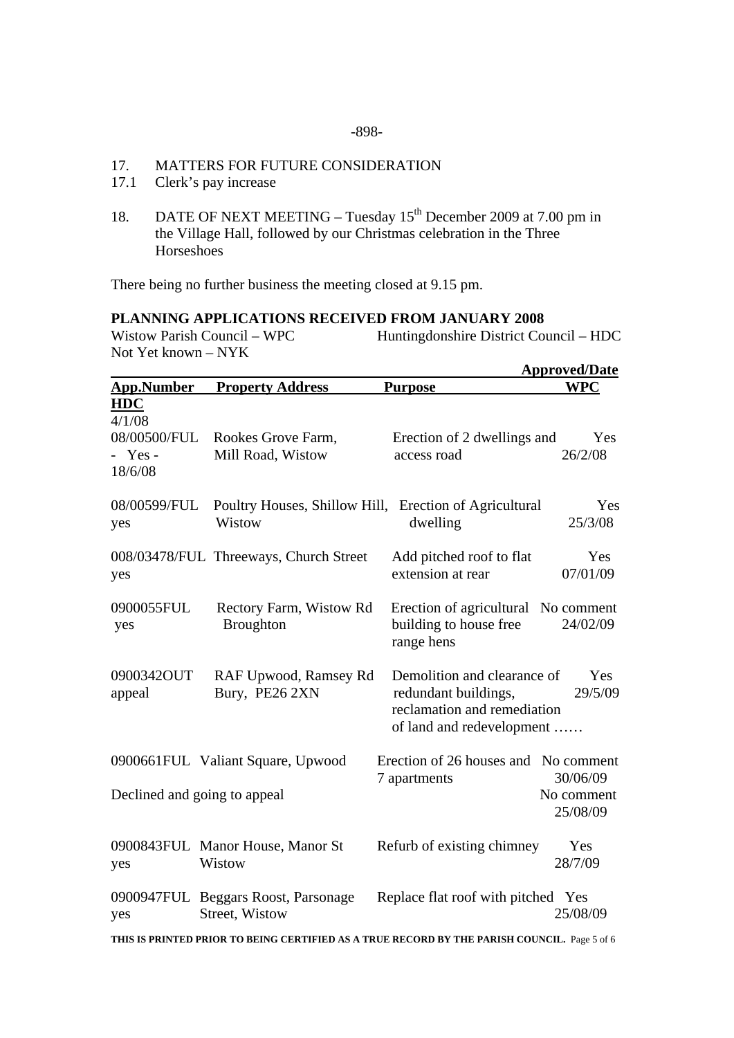17. MATTERS FOR FUTURE CONSIDERATION

17.1 Clerk's pay increase

18. DATE OF NEXT MEETING – Tuesday 15th December 2009 at 7.00 pm in the Village Hall, followed by our Christmas celebration in the Three Horseshoes

There being no further business the meeting closed at 9.15 pm.

**PLANNING APPLICATIONS RECEIVED FROM JANUARY 2008**

Wistow Parish Council – WPC  Huntingdonshire District Council – HDC
Not Yet known – NYK

| App.Number HDC | Property Address | Purpose | Approved/Date WPC |
|---|---|---|---|
| 4/1/08 08/00500/FUL - Yes - 18/6/08 | Rookes Grove Farm, Mill Road, Wistow | Erection of 2 dwellings and access road | Yes 26/2/08 |
| 08/00599/FUL yes | Poultry Houses, Shillow Hill, Wistow | Erection of Agricultural dwelling | Yes 25/3/08 |
| 008/03478/FUL yes | Threeways, Church Street | Add pitched roof to flat extension at rear | Yes 07/01/09 |
| 0900055FUL yes | Rectory Farm, Wistow Rd Broughton | Erection of agricultural building to house free range hens | No comment 24/02/09 |
| 0900342OUT appeal | RAF Upwood, Ramsey Rd Bury, PE26 2XN | Demolition and clearance of redundant buildings, reclamation and remediation of land and redevelopment …… | Yes 29/5/09 |
| 0900661FUL | Valiant Square, Upwood | Erection of 26 houses and 7 apartments | No comment 30/06/09 |
| Declined and going to appeal | | | No comment 25/08/09 |
| 0900843FUL yes | Manor House, Manor St Wistow | Refurb of existing chimney | Yes 28/7/09 |
| 0900947FUL yes | Beggars Roost, Parsonage Street, Wistow | Replace flat roof with pitched | Yes 25/08/09 |

**THIS IS PRINTED PRIOR TO BEING CERTIFIED AS A TRUE RECORD BY THE PARISH COUNCIL.**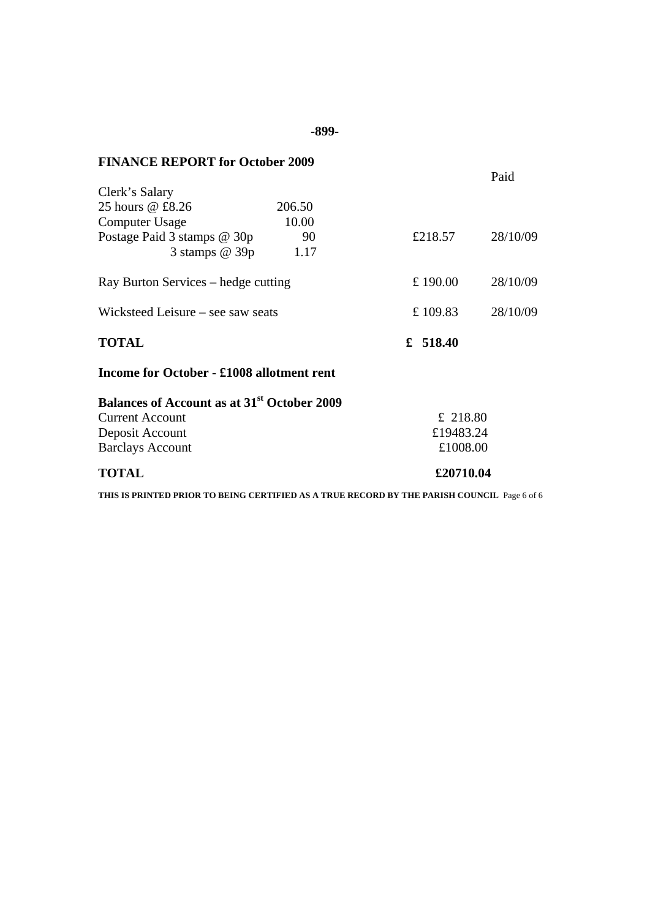## FINANCE REPORT for October 2009

| | | | Paid |
|---|---|---|---|
| Clerk's Salary | | | |
| 25 hours @ £8.26 | 206.50 | | |
| Computer Usage | 10.00 | | |
| Postage Paid 3 stamps @ 30p | 90 | £218.57 | 28/10/09 |
| 3 stamps @ 39p | 1.17 | | |
| Ray Burton Services – hedge cutting | | £ 190.00 | 28/10/09 |
| Wicksteed Leisure – see saw seats | | £ 109.83 | 28/10/09 |
| **TOTAL** | | **£ 518.40** | |

**Income for October - £1008 allotment rent**

**Balances of Account as at 31st October 2009**

| | |
|---|---|
| Current Account | £ 218.80 |
| Deposit Account | £19483.24 |
| Barclays Account | £1008.00 |
| **TOTAL** | **£20710.04** |

**THIS IS PRINTED PRIOR TO BEING CERTIFIED AS A TRUE RECORD BY THE PARISH COUNCIL**